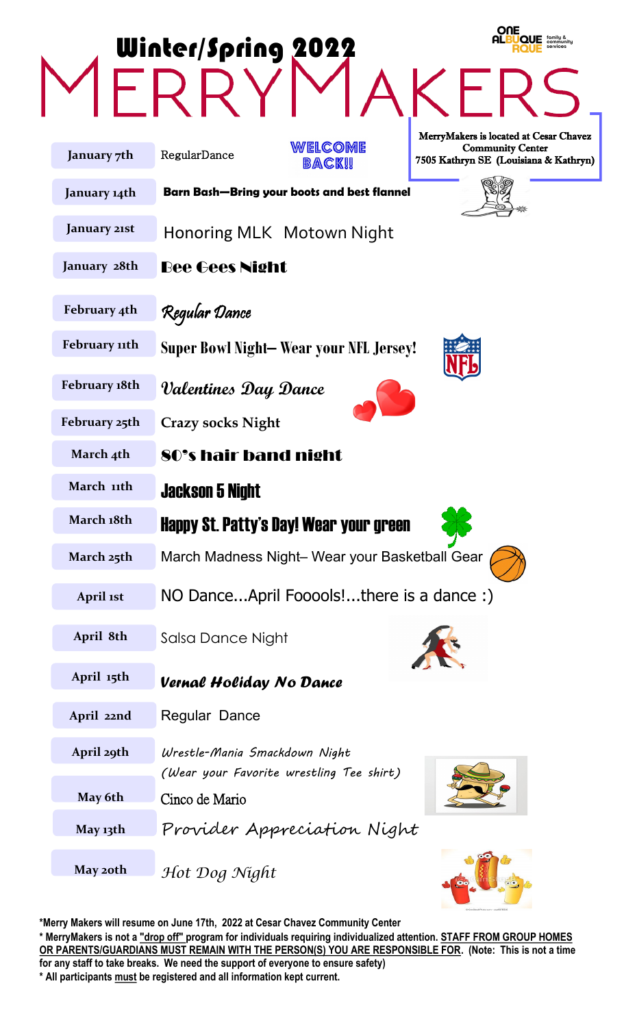# Winter/Spring 2022

# MERRYMAKERS

ONE ALBUQUERQUE family & community services

MerryMakers is located at Cesar Chavez Community Center
7505 Kathryn SE (Louisiana & Kathryn)

| Date | Event |
|---|---|
| January 7th | RegularDance — WELCOME BACK!! |
| January 14th | **Barn Bash—Bring your boots and best flannel** |
| January 21st | Honoring MLK Motown Night |
| January 28th | **Bee Gees Night** |
| February 4th | *Regular Dance* |
| February 11th | **Super Bowl Night– Wear your NFL Jersey!** |
| February 18th | *Valentines Day Dance* |
| February 25th | Crazy socks Night |
| March 4th | **80's hair band night** |
| March 11th | **Jackson 5 Night** |
| March 18th | **Happy St. Patty's Day! Wear your green** |
| March 25th | March Madness Night– Wear your Basketball Gear |
| April 1st | NO Dance...April Fooools!...there is a dance :) |
| April 8th | Salsa Dance Night |
| April 15th | ***Vernal Holiday No Dance*** |
| April 22nd | Regular Dance |
| April 29th | *Wrestle-Mania Smackdown Night (Wear your Favorite wrestling Tee shirt)* |
| May 6th | Cinco de Mario |
| May 13th | *Provider Appreciation Night* |
| May 20th | *Hot Dog Night* |

**\*Merry Makers will resume on June 17th, 2022 at Cesar Chavez Community Center**

**\* MerryMakers is not a "drop off" program for individuals requiring individualized attention. STAFF FROM GROUP HOMES OR PARENTS/GUARDIANS MUST REMAIN WITH THE PERSON(S) YOU ARE RESPONSIBLE FOR. (Note: This is not a time for any staff to take breaks. We need the support of everyone to ensure safety)**

**\* All participants must be registered and all information kept current.**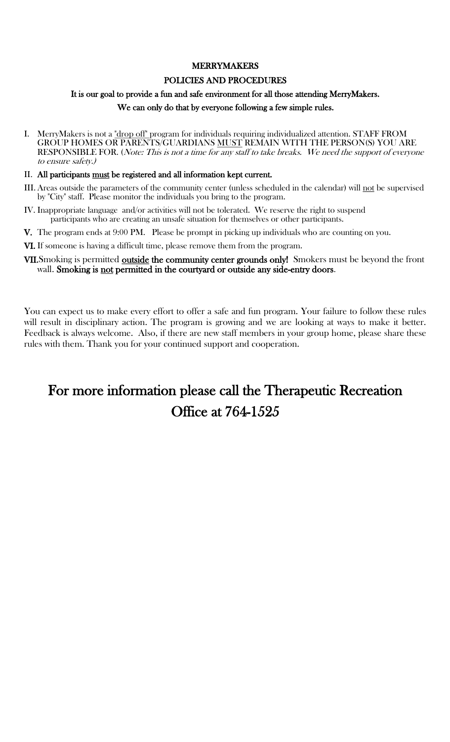**MERRYMAKERS**

**POLICIES AND PROCEDURES**

**It is our goal to provide a fun and safe environment for all those attending MerryMakers.**

**We can only do that by everyone following a few simple rules.**

I. MerryMakers is not a "drop off" program for individuals requiring individualized attention. STAFF FROM GROUP HOMES OR PARENTS/GUARDIANS MUST REMAIN WITH THE PERSON(S) YOU ARE RESPONSIBLE FOR. (*Note: This is not a time for any staff to take breaks. We need the support of everyone to ensure safety.)*

II. **All participants must be registered and all information kept current.**

III. Areas outside the parameters of the community center (unless scheduled in the calendar) will not be supervised by "City" staff. Please monitor the individuals you bring to the program.

IV. Inappropriate language and/or activities will not be tolerated. We reserve the right to suspend participants who are creating an unsafe situation for themselves or other participants.

**V.** The program ends at 9:00 **PM.** Please be prompt in picking up individuals who are counting on you.

**VI.** If someone is having a difficult time, please remove them from the program.

**VII.** Smoking is permitted **outside the community center grounds only!** Smokers must be beyond the front wall. **Smoking is not permitted in the courtyard or outside any side-entry doors**.

You can expect us to make every effort to offer a safe and fun program. Your failure to follow these rules will result in disciplinary action. The program is growing and we are looking at ways to make it better. Feedback is always welcome. Also, if there are new staff members in your group home, please share these rules with them. Thank you for your continued support and cooperation.

## For more information please call the Therapeutic Recreation Office at 764-1525